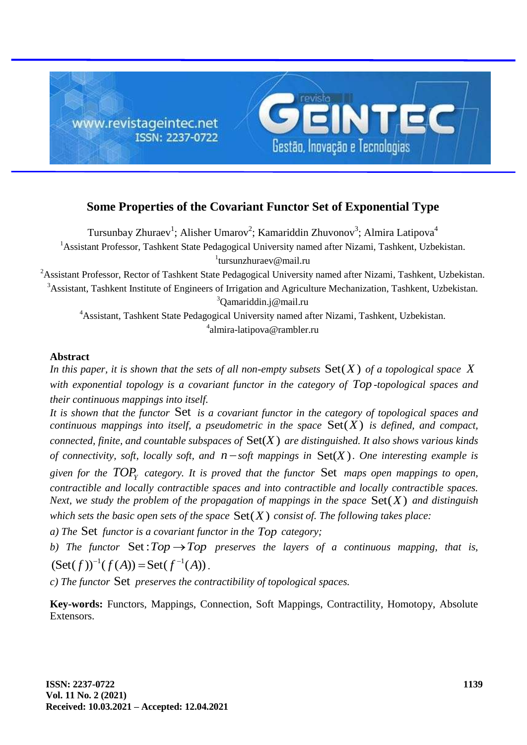# Some Properties of the Covariant Functor Set of Exponential Type

Tursunbay Zhuraev[1]; Alisher Umarov[2]; Kamariddin Zhuvonov[3]; Almira Latipova[4]

[1]Assistant Professor, Tashkent State Pedagogical University named after Nizami, Tashkent, Uzbekistan.
[1]tursunzhuraev@mail.ru

[2]Assistant Professor, Rector of Tashkent State Pedagogical University named after Nizami, Tashkent, Uzbekistan.

[3]Assistant, Tashkent Institute of Engineers of Irrigation and Agriculture Mechanization, Tashkent, Uzbekistan.
[3]Qamariddin.j@mail.ru

[4]Assistant, Tashkent State Pedagogical University named after Nizami, Tashkent, Uzbekistan.
[4]almira-latipova@rambler.ru

### Abstract

*In this paper, it is shown that the sets of all non-empty subsets* $\mathrm{Set}(X)$ *of a topological space* $X$ *with exponential topology is a covariant functor in the category of* $Top$*-topological spaces and their continuous mappings into itself.*

*It is shown that the functor* $\mathrm{Set}$ *is a covariant functor in the category of topological spaces and continuous mappings into itself, a pseudometric in the space* $\mathrm{Set}(X)$ *is defined, and compact, connected, finite, and countable subspaces of* $\mathrm{Set}(X)$ *are distinguished. It also shows various kinds of connectivity, soft, locally soft, and* $n-$*soft mappings in* $\mathrm{Set}(X)$*. One interesting example is given for the* $TOP_Y$ *category. It is proved that the functor* $\mathrm{Set}$ *maps open mappings to open, contractible and locally contractible spaces and into contractible and locally contractible spaces. Next, we study the problem of the propagation of mappings in the space* $\mathrm{Set}(X)$ *and distinguish which sets the basic open sets of the space* $\mathrm{Set}(X)$ *consist of. The following takes place:*

*a) The* $\mathrm{Set}$ *functor is a covariant functor in the* $Top$ *category;*

*b) The functor* $\mathrm{Set}: Top \to Top$ *preserves the layers of a continuous mapping, that is,* $(\mathrm{Set}(f))^{-1}(f(A)) = \mathrm{Set}(f^{-1}(A))$.

*c) The functor* $\mathrm{Set}$ *preserves the contractibility of topological spaces.*

**Key-words:** Functors, Mappings, Connection, Soft Mappings, Contractility, Homotopy, Absolute Extensors.

ISSN: 2237-0722
Vol. 11 No. 2 (2021)
Received: 10.03.2021 – Accepted: 12.04.2021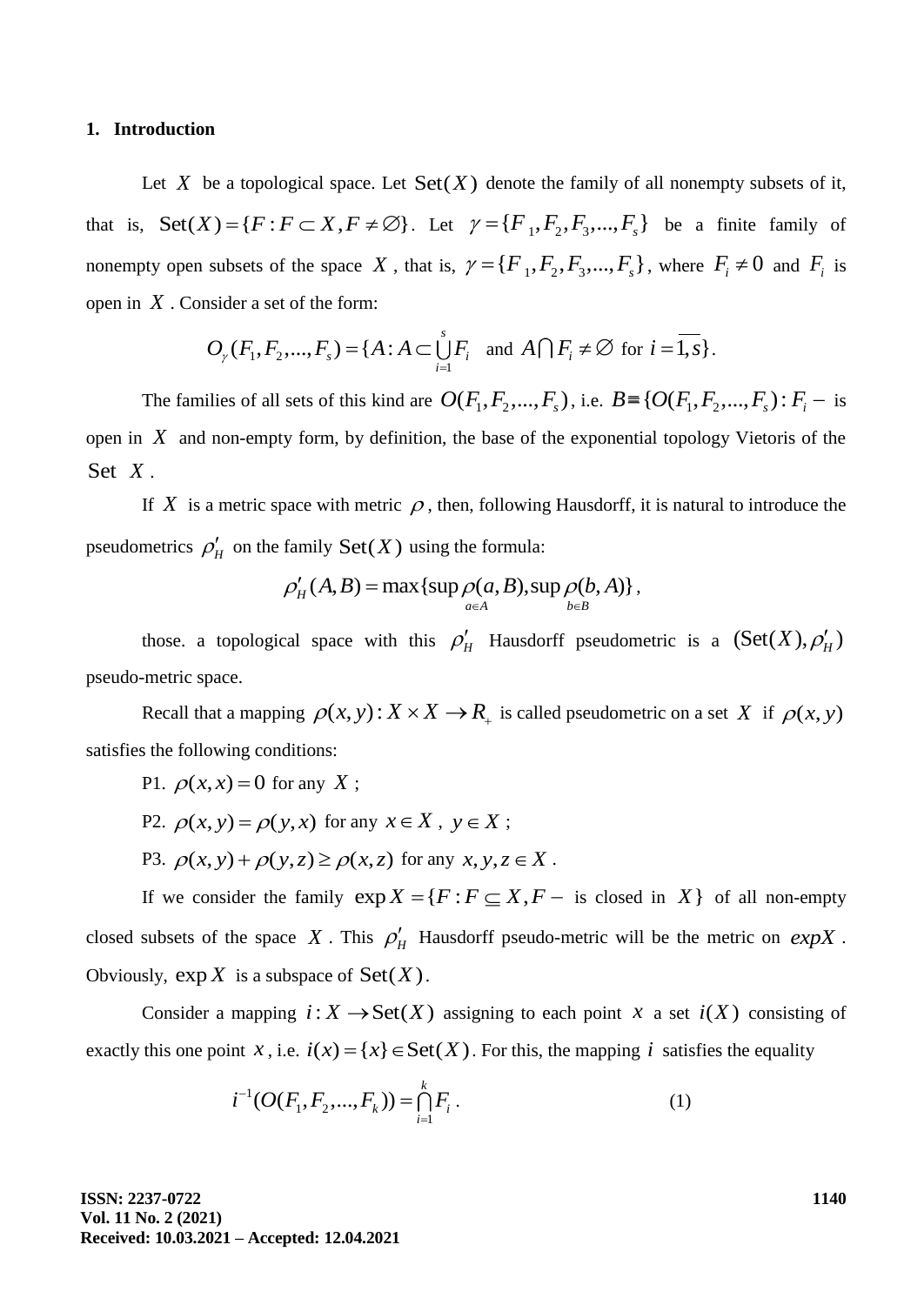## 1. Introduction

Let $X$ be a topological space. Let $\mathrm{Set}(X)$ denote the family of all nonempty subsets of it, that is, $\mathrm{Set}(X)=\{F: F\subset X, F\neq\varnothing\}$. Let $\gamma=\{F_1,F_2,F_3,...,F_s\}$ be a finite family of nonempty open subsets of the space $X$, that is, $\gamma=\{F_1,F_2,F_3,...,F_s\}$, where $F_i\neq 0$ and $F_i$ is open in $X$. Consider a set of the form:

$$O_\gamma(F_1,F_2,...,F_s)=\{A: A\subset\bigcup_{i=1}^{s}F_i \text{ and } A\bigcap F_i\neq\varnothing \text{ for } i=\overline{1,s}\}.$$

The families of all sets of this kind are $O(F_1,F_2,...,F_s)$, i.e. $B\equiv\{O(F_1,F_2,...,F_s): F_i -$ is open in $X$ and non-empty form, by definition, the base of the exponential topology Vietoris of the $\mathrm{Set}\ X$.

If $X$ is a metric space with metric $\rho$, then, following Hausdorff, it is natural to introduce the pseudometrics $\rho'_H$ on the family $\mathrm{Set}(X)$ using the formula:

$$\rho'_H(A,B)=\max\{\sup_{a\in A}\rho(a,B),\sup_{b\in B}\rho(b,A)\},$$

those. a topological space with this $\rho'_H$ Hausdorff pseudometric is a $(\mathrm{Set}(X),\rho'_H)$ pseudo-metric space.

Recall that a mapping $\rho(x,y): X\times X\to R_+$ is called pseudometric on a set $X$ if $\rho(x,y)$ satisfies the following conditions:

P1. $\rho(x,x)=0$ for any $X$;

P2. $\rho(x,y)=\rho(y,x)$ for any $x\in X$, $y\in X$;

P3. $\rho(x,y)+\rho(y,z)\geq\rho(x,z)$ for any $x,y,z\in X$.

If we consider the family $\exp X=\{F: F\subseteq X, F -$ is closed in $X\}$ of all non-empty closed subsets of the space $X$. This $\rho'_H$ Hausdorff pseudo-metric will be the metric on $expX$. Obviously, $\exp X$ is a subspace of $\mathrm{Set}(X)$.

Consider a mapping $i: X\to\mathrm{Set}(X)$ assigning to each point $x$ a set $i(X)$ consisting of exactly this one point $x$, i.e. $i(x)=\{x\}\in\mathrm{Set}(X)$. For this, the mapping $i$ satisfies the equality

$$i^{-1}(O(F_1,F_2,...,F_k))=\bigcap_{i=1}^{k}F_i. \tag{1}$$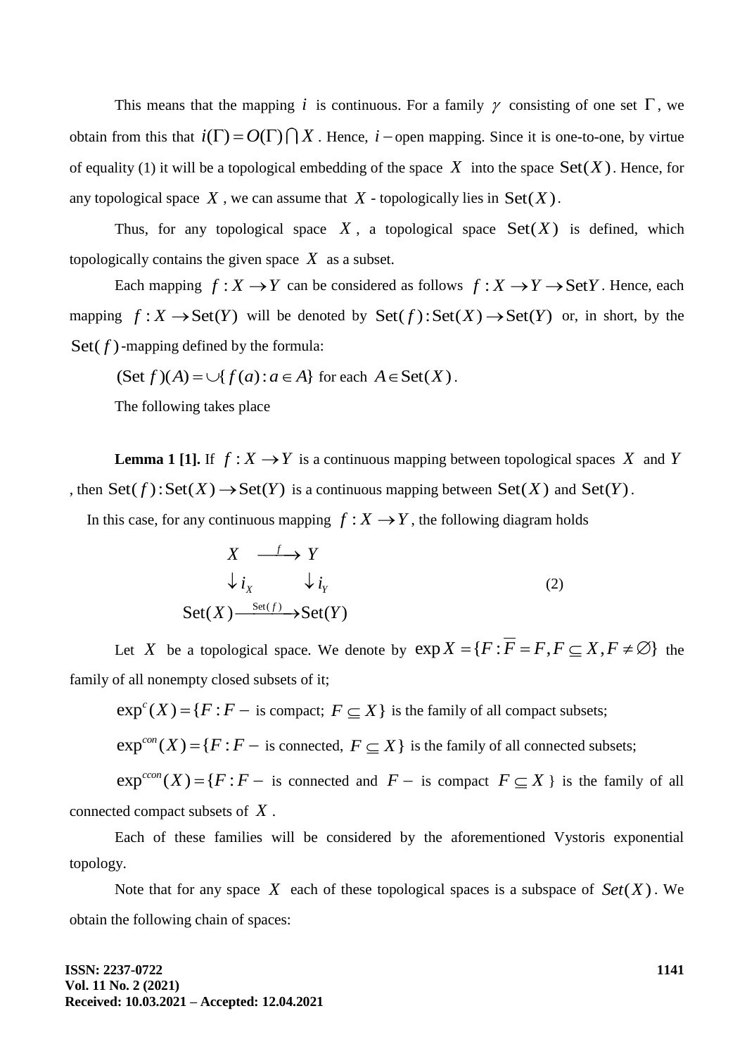This means that the mapping $i$ is continuous. For a family $\gamma$ consisting of one set $\Gamma$, we obtain from this that $i(\Gamma) = O(\Gamma) \bigcap X$. Hence, $i$ – open mapping. Since it is one-to-one, by virtue of equality (1) it will be a topological embedding of the space $X$ into the space $\mathrm{Set}(X)$. Hence, for any topological space $X$, we can assume that $X$ - topologically lies in $\mathrm{Set}(X)$.

Thus, for any topological space $X$, a topological space $\mathrm{Set}(X)$ is defined, which topologically contains the given space $X$ as a subset.

Each mapping $f : X \to Y$ can be considered as follows $f : X \to Y \to \mathrm{Set}Y$. Hence, each mapping $f : X \to \mathrm{Set}(Y)$ will be denoted by $\mathrm{Set}(f) : \mathrm{Set}(X) \to \mathrm{Set}(Y)$ or, in short, by the $\mathrm{Set}(f)$-mapping defined by the formula:

$(\mathrm{Set}\, f)(A) = \cup\{ f(a) : a \in A\}$ for each $A \in \mathrm{Set}(X)$.

The following takes place

**Lemma 1 [1].** If $f : X \to Y$ is a continuous mapping between topological spaces $X$ and $Y$, then $\mathrm{Set}(f) : \mathrm{Set}(X) \to \mathrm{Set}(Y)$ is a continuous mapping between $\mathrm{Set}(X)$ and $\mathrm{Set}(Y)$.

In this case, for any continuous mapping $f : X \to Y$, the following diagram holds

$$
\begin{array}{ccc}
X & \xrightarrow{f} & Y \\
\downarrow i_X & & \downarrow i_Y \\
\mathrm{Set}(X) & \xrightarrow{\mathrm{Set}(f)} & \mathrm{Set}(Y)
\end{array}
\qquad (2)
$$

Let $X$ be a topological space. We denote by $\exp X = \{F : \overline{F} = F, F \subseteq X, F \neq \varnothing\}$ the family of all nonempty closed subsets of it;

$\exp^{c}(X) = \{F : F -$ is compact; $F \subseteq X\}$ is the family of all compact subsets;

$\exp^{con}(X) = \{F : F -$ is connected, $F \subseteq X\}$ is the family of all connected subsets;

$\exp^{ccon}(X) = \{F : F -$ is connected and $F -$ is compact $F \subseteq X$ } is the family of all connected compact subsets of $X$.

Each of these families will be considered by the aforementioned Vystoris exponential topology.

Note that for any space $X$ each of these topological spaces is a subspace of $Set(X)$. We obtain the following chain of spaces: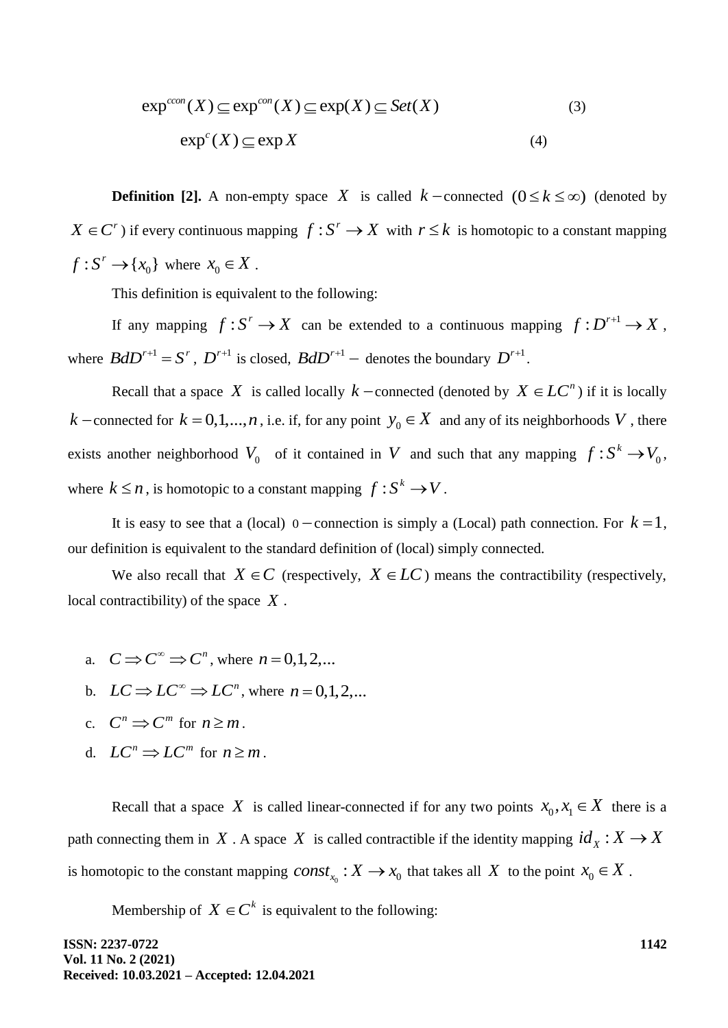$$\exp^{ccon}(X) \subseteq \exp^{con}(X) \subseteq \exp(X) \subseteq Set(X) \tag{3}$$

$$\exp^{c}(X) \subseteq \exp X \tag{4}$$

**Definition [2].** A non-empty space $X$ is called $k-$connected $(0 \le k \le \infty)$ (denoted by $X \in C^{r}$) if every continuous mapping $f : S^{r} \to X$ with $r \le k$ is homotopic to a constant mapping $f : S^{r} \to \{x_0\}$ where $x_0 \in X$.

This definition is equivalent to the following:

If any mapping $f : S^{r} \to X$ can be extended to a continuous mapping $f : D^{r+1} \to X$, where $BdD^{r+1} = S^{r}$, $D^{r+1}$ is closed, $BdD^{r+1} -$ denotes the boundary $D^{r+1}$.

Recall that a space $X$ is called locally $k-$connected (denoted by $X \in LC^{n}$) if it is locally $k-$connected for $k = 0,1,...,n$, i.e. if, for any point $y_0 \in X$ and any of its neighborhoods $V$, there exists another neighborhood $V_0$ of it contained in $V$ and such that any mapping $f : S^{k} \to V_0$, where $k \le n$, is homotopic to a constant mapping $f : S^{k} \to V$.

It is easy to see that a (local) $0-$connection is simply a (Local) path connection. For $k = 1$, our definition is equivalent to the standard definition of (local) simply connected.

We also recall that $X \in C$ (respectively, $X \in LC$) means the contractibility (respectively, local contractibility) of the space $X$.

a. $C \Rightarrow C^{\infty} \Rightarrow C^{n}$, where $n = 0,1,2,...$

b. $LC \Rightarrow LC^{\infty} \Rightarrow LC^{n}$, where $n = 0,1,2,...$

c. $C^{n} \Rightarrow C^{m}$ for $n \ge m$.

d. $LC^{n} \Rightarrow LC^{m}$ for $n \ge m$.

Recall that a space $X$ is called linear-connected if for any two points $x_0, x_1 \in X$ there is a path connecting them in $X$. A space $X$ is called contractible if the identity mapping $id_X : X \to X$ is homotopic to the constant mapping $const_{x_0} : X \to x_0$ that takes all $X$ to the point $x_0 \in X$.

Membership of $X \in C^{k}$ is equivalent to the following: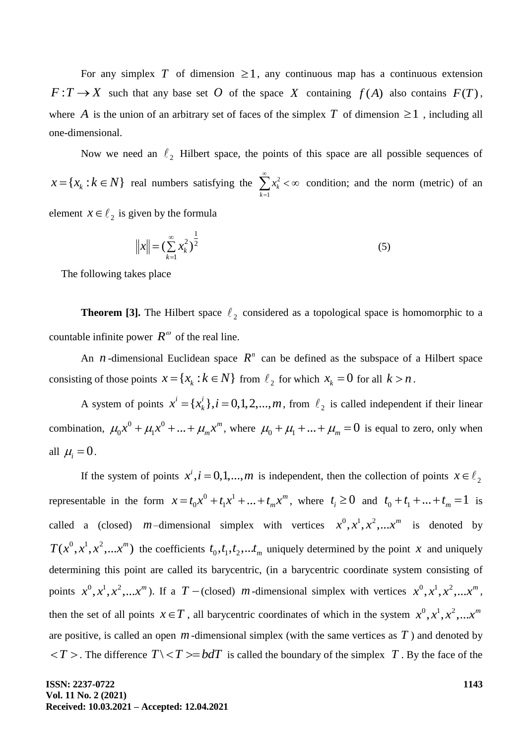For any simplex $T$ of dimension $\geq 1$, any continuous map has a continuous extension $F: T \rightarrow X$ such that any base set $O$ of the space $X$ containing $f(A)$ also contains $F(T)$, where $A$ is the union of an arbitrary set of faces of the simplex $T$ of dimension $\geq 1$ , including all one-dimensional.

Now we need an $\ell_2$ Hilbert space, the points of this space are all possible sequences of $x = \{x_k : k \in N\}$ real numbers satisfying the $\sum_{k=1}^{\infty} x_k^2 < \infty$ condition; and the norm (metric) of an element $x \in \ell_2$ is given by the formula

$$\|x\| = (\sum_{k=1}^{\infty} x_k^2)^{\frac{1}{2}} \tag{5}$$

The following takes place

**Theorem [3].** The Hilbert space $\ell_2$ considered as a topological space is homomorphic to a countable infinite power $R^{\omega}$ of the real line.

An $n$-dimensional Euclidean space $R^n$ can be defined as the subspace of a Hilbert space consisting of those points $x = \{x_k : k \in N\}$ from $\ell_2$ for which $x_k = 0$ for all $k > n$.

A system of points $x^i = \{x_k^i\}, i = 0,1,2,...,m$, from $\ell_2$ is called independent if their linear combination, $\mu_0 x^0 + \mu_1 x^0 + ... + \mu_m x^m$, where $\mu_0 + \mu_1 + ... + \mu_m = 0$ is equal to zero, only when all $\mu_i = 0$.

If the system of points $x^i, i = 0,1,...,m$ is independent, then the collection of points $x \in \ell_2$ representable in the form $x = t_0 x^0 + t_1 x^1 + ... + t_m x^m$, where $t_i \geq 0$ and $t_0 + t_1 + ... + t_m = 1$ is called a (closed) $m$–dimensional simplex with vertices $x^0, x^1, x^2, ... x^m$ is denoted by $T(x^0, x^1, x^2, ... x^m)$ the coefficients $t_0, t_1, t_2, ... t_m$ uniquely determined by the point $x$ and uniquely determining this point are called its barycentric, (in a barycentric coordinate system consisting of points $x^0, x^1, x^2, ... x^m$). If a $T-$(closed) $m$-dimensional simplex with vertices $x^0, x^1, x^2, ... x^m$, then the set of all points $x \in T$, all barycentric coordinates of which in the system $x^0, x^1, x^2, ... x^m$ are positive, is called an open $m$-dimensional simplex (with the same vertices as $T$) and denoted by $< T >$. The difference $T \setminus < T > = bdT$ is called the boundary of the simplex $T$. By the face of the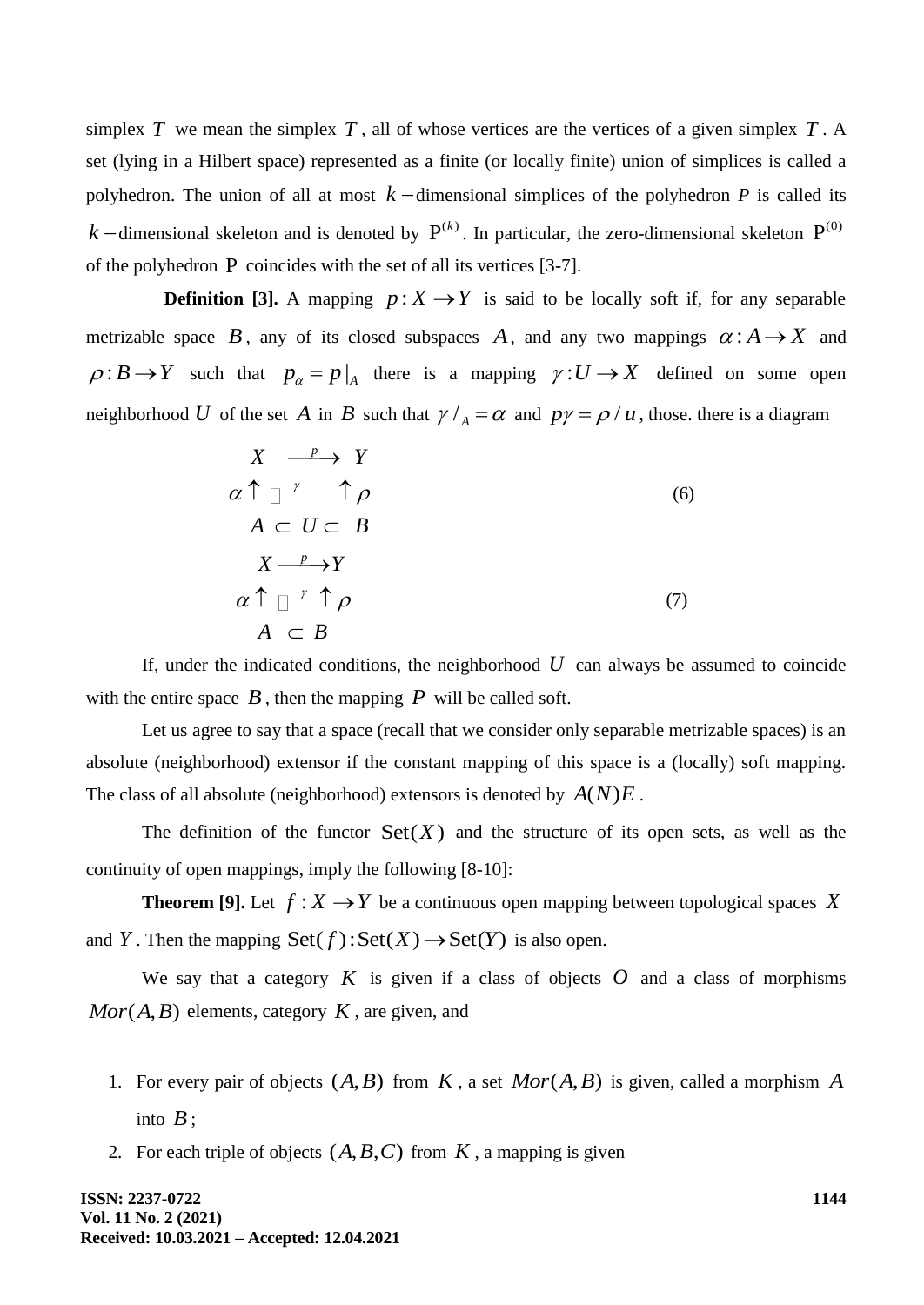simplex $T$ we mean the simplex $T$, all of whose vertices are the vertices of a given simplex $T$. A set (lying in a Hilbert space) represented as a finite (or locally finite) union of simplices is called a polyhedron. The union of all at most $k-$dimensional simplices of the polyhedron $P$ is called its $k-$dimensional skeleton and is denoted by $\mathrm{P}^{(k)}$. In particular, the zero-dimensional skeleton $\mathrm{P}^{(0)}$ of the polyhedron $\mathrm{P}$ coincides with the set of all its vertices [3-7].

**Definition [3].** A mapping $p: X \to Y$ is said to be locally soft if, for any separable metrizable space $B$, any of its closed subspaces $A$, and any two mappings $\alpha: A \to X$ and $\rho: B \to Y$ such that $p_\alpha = p|_A$ there is a mapping $\gamma: U \to X$ defined on some open neighborhood $U$ of the set $A$ in $B$ such that $\gamma/_A = \alpha$ and $p\gamma = \rho/u$, those. there is a diagram

$$
\begin{array}{ccc}
X & \xrightarrow{p} & Y \\
\alpha \uparrow & \nwarrow^{\gamma} & \uparrow \rho \\
A \subset & U \subset & B
\end{array}
\tag{6}
$$

$$
\begin{array}{ccc}
X & \xrightarrow{p} & Y \\
\alpha \uparrow & \nwarrow^{\gamma} & \uparrow \rho \\
A & \subset & B
\end{array}
\tag{7}
$$

If, under the indicated conditions, the neighborhood $U$ can always be assumed to coincide with the entire space $B$, then the mapping $P$ will be called soft.

Let us agree to say that a space (recall that we consider only separable metrizable spaces) is an absolute (neighborhood) extensor if the constant mapping of this space is a (locally) soft mapping. The class of all absolute (neighborhood) extensors is denoted by $A(N)E$.

The definition of the functor $\mathrm{Set}(X)$ and the structure of its open sets, as well as the continuity of open mappings, imply the following [8-10]:

**Theorem [9].** Let $f: X \to Y$ be a continuous open mapping between topological spaces $X$ and $Y$. Then the mapping $\mathrm{Set}(f): \mathrm{Set}(X) \to \mathrm{Set}(Y)$ is also open.

We say that a category $K$ is given if a class of objects $O$ and a class of morphisms $Mor(A, B)$ elements, category $K$, are given, and

1. For every pair of objects $(A, B)$ from $K$, a set $Mor(A, B)$ is given, called a morphism $A$ into $B$;
2. For each triple of objects $(A, B, C)$ from $K$, a mapping is given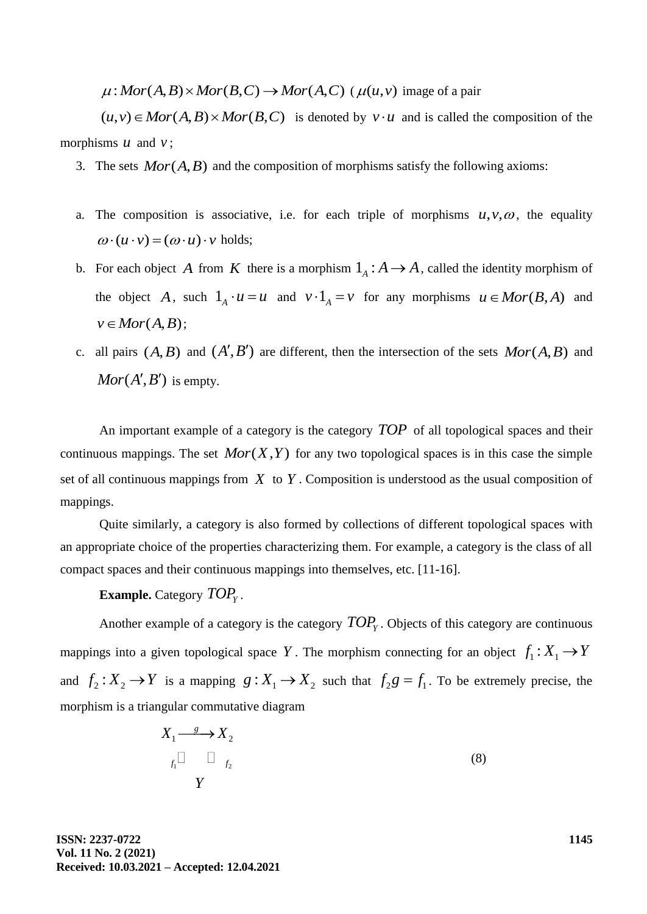$\mu : Mor(A,B) \times Mor(B,C) \to Mor(A,C)$ ( $\mu(u,v)$ image of a pair $(u,v) \in Mor(A,B) \times Mor(B,C)$ is denoted by $v \cdot u$ and is called the composition of the morphisms $u$ and $v$;

3. The sets $Mor(A,B)$ and the composition of morphisms satisfy the following axioms:

a. The composition is associative, i.e. for each triple of morphisms $u, v, \omega$, the equality $\omega \cdot (u \cdot v) = (\omega \cdot u) \cdot v$ holds;

b. For each object $A$ from $K$ there is a morphism $1_A : A \to A$, called the identity morphism of the object $A$, such $1_A \cdot u = u$ and $v \cdot 1_A = v$ for any morphisms $u \in Mor(B,A)$ and $v \in Mor(A,B)$;

c. all pairs $(A,B)$ and $(A',B')$ are different, then the intersection of the sets $Mor(A,B)$ and $Mor(A',B')$ is empty.

An important example of a category is the category $TOP$ of all topological spaces and their continuous mappings. The set $Mor(X,Y)$ for any two topological spaces is in this case the simple set of all continuous mappings from $X$ to $Y$. Composition is understood as the usual composition of mappings.

Quite similarly, a category is also formed by collections of different topological spaces with an appropriate choice of the properties characterizing them. For example, a category is the class of all compact spaces and their continuous mappings into themselves, etc. [11-16].

**Example.** Category $TOP_Y$.

Another example of a category is the category $TOP_Y$. Objects of this category are continuous mappings into a given topological space $Y$. The morphism connecting for an object $f_1 : X_1 \to Y$ and $f_2 : X_2 \to Y$ is a mapping $g : X_1 \to X_2$ such that $f_2 g = f_1$. To be extremely precise, the morphism is a triangular commutative diagram

$$
\begin{array}{ccc}
X_1 & \xrightarrow{g} & X_2 \\
 & {}_{f_1}\searrow \quad \swarrow_{f_2} & \\
 & Y &
\end{array}
\tag{8}
$$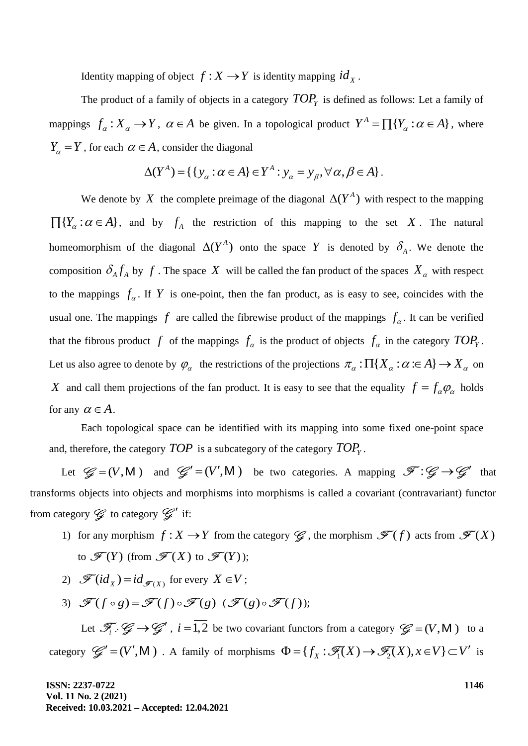Identity mapping of object $f : X \to Y$ is identity mapping $id_X$ .

The product of a family of objects in a category $TOP_Y$ is defined as follows: Let a family of mappings $f_\alpha : X_\alpha \to Y$, $\alpha \in A$ be given. In a topological product $Y^A = \prod\{Y_\alpha : \alpha \in A\}$, where $Y_\alpha = Y$, for each $\alpha \in A$, consider the diagonal

$$\Delta(Y^A) = \{\{y_\alpha : \alpha \in A\} \in Y^A : y_\alpha = y_\beta, \forall \alpha, \beta \in A\}.$$

We denote by $X$ the complete preimage of the diagonal $\Delta(Y^A)$ with respect to the mapping $\prod\{Y_\alpha : \alpha \in A\}$, and by $f_A$ the restriction of this mapping to the set $X$. The natural homeomorphism of the diagonal $\Delta(Y^A)$ onto the space $Y$ is denoted by $\delta_A$. We denote the composition $\delta_A f_A$ by $f$. The space $X$ will be called the fan product of the spaces $X_\alpha$ with respect to the mappings $f_\alpha$. If $Y$ is one-point, then the fan product, as is easy to see, coincides with the usual one. The mappings $f$ are called the fibrewise product of the mappings $f_\alpha$. It can be verified that the fibrous product $f$ of the mappings $f_\alpha$ is the product of objects $f_\alpha$ in the category $TOP_Y$. Let us also agree to denote by $\varphi_\alpha$ the restrictions of the projections $\pi_\alpha : \Pi\{X_\alpha : \alpha \in A\} \to X_\alpha$ on $X$ and call them projections of the fan product. It is easy to see that the equality $f = f_\alpha \varphi_\alpha$ holds for any $\alpha \in A$.

Each topological space can be identified with its mapping into some fixed one-point space and, therefore, the category $TOP$ is a subcategory of the category $TOP_Y$.

Let $\mathscr{G} = (V, \mathrm{M})$ and $\mathscr{G}' = (V', \mathrm{M})$ be two categories. A mapping $\mathscr{F} : \mathscr{G} \to \mathscr{G}'$ that transforms objects into objects and morphisms into morphisms is called a covariant (contravariant) functor from category $\mathscr{G}$ to category $\mathscr{G}'$ if:

1) for any morphism $f : X \to Y$ from the category $\mathscr{G}$, the morphism $\mathscr{F}(f)$ acts from $\mathscr{F}(X)$ to $\mathscr{F}(Y)$ (from $\mathscr{F}(X)$ to $\mathscr{F}(Y)$);
2) $\mathscr{F}(id_X) = id_{\mathscr{F}(X)}$ for every $X \in V$;
3) $\mathscr{F}(f \circ g) = \mathscr{F}(f) \circ \mathscr{F}(g)$ $(\mathscr{F}(g) \circ \mathscr{F}(f))$;

Let $\mathscr{F}_i : \mathscr{G} \to \mathscr{G}'$, $i = \overline{1,2}$ be two covariant functors from a category $\mathscr{G} = (V, \mathrm{M})$ to a category $\mathscr{G}' = (V', \mathrm{M})$. A family of morphisms $\Phi = \{f_X : \mathscr{F}_1(X) \to \mathscr{F}_2(X), x \in V\} \subset V'$ is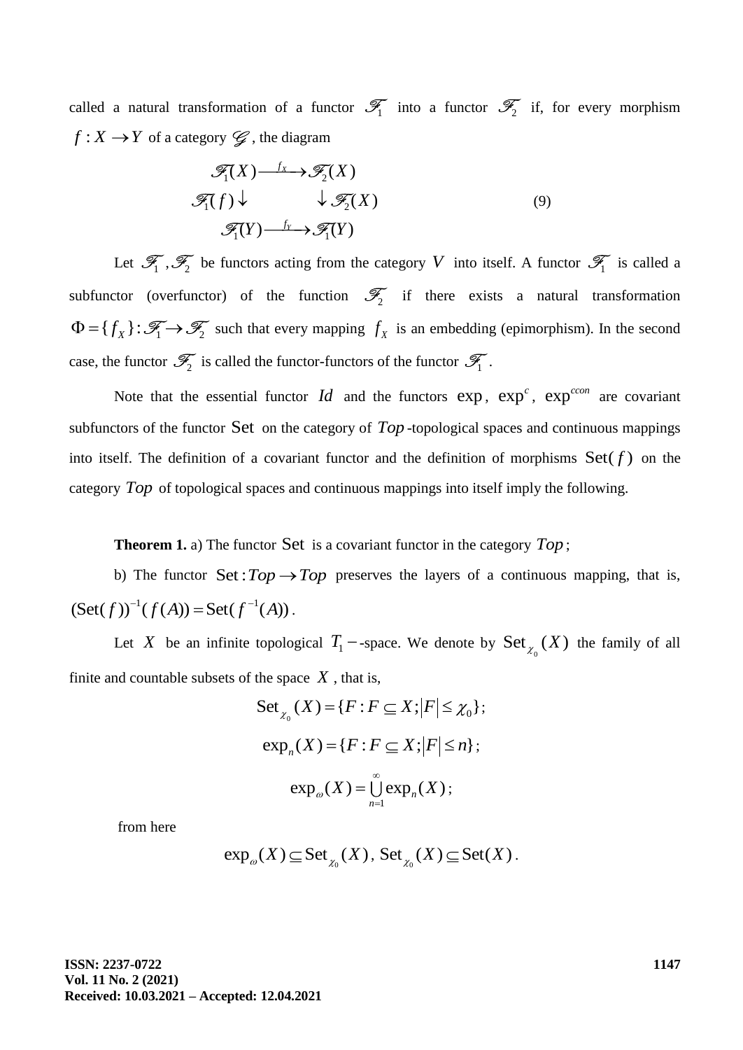called a natural transformation of a functor $\mathscr{F}_1$ into a functor $\mathscr{F}_2$ if, for every morphism $f: X \to Y$ of a category $\mathscr{G}$, the diagram

$$
\begin{array}{ccc}
\mathscr{F}_1(X) & \xrightarrow{f_X} & \mathscr{F}_2(X) \\
\mathscr{F}_1(f)\downarrow & & \downarrow \mathscr{F}_2(X) \\
\mathscr{F}_1(Y) & \xrightarrow{f_Y} & \mathscr{F}_1(Y)
\end{array}
\qquad (9)
$$

Let $\mathscr{F}_1, \mathscr{F}_2$ be functors acting from the category $V$ into itself. A functor $\mathscr{F}_1$ is called a subfunctor (overfunctor) of the function $\mathscr{F}_2$ if there exists a natural transformation $\Phi = \{f_X\}: \mathscr{F}_1 \to \mathscr{F}_2$ such that every mapping $f_X$ is an embedding (epimorphism). In the second case, the functor $\mathscr{F}_2$ is called the functor-functors of the functor $\mathscr{F}_1$.

Note that the essential functor $Id$ and the functors $\exp$, $\exp^c$, $\exp^{ccon}$ are covariant subfunctors of the functor $\mathrm{Set}$ on the category of $Top$-topological spaces and continuous mappings into itself. The definition of a covariant functor and the definition of morphisms $\mathrm{Set}(f)$ on the category $Top$ of topological spaces and continuous mappings into itself imply the following.

**Theorem 1.** a) The functor $\mathrm{Set}$ is a covariant functor in the category $Top$;

b) The functor $\mathrm{Set}: Top \to Top$ preserves the layers of a continuous mapping, that is, $(\mathrm{Set}(f))^{-1}(f(A)) = \mathrm{Set}(f^{-1}(A))$.

Let $X$ be an infinite topological $T_1$-space. We denote by $\mathrm{Set}_{\chi_0}(X)$ the family of all finite and countable subsets of the space $X$, that is,

$$\mathrm{Set}_{\chi_0}(X) = \{F : F \subseteq X; |F| \leq \chi_0\};$$

$$\exp_n(X) = \{F : F \subseteq X; |F| \leq n\};$$

$$\exp_\omega(X) = \bigcup_{n=1}^{\infty} \exp_n(X);$$

from here

$$\exp_\omega(X) \subseteq \mathrm{Set}_{\chi_0}(X),\ \mathrm{Set}_{\chi_0}(X) \subseteq \mathrm{Set}(X).$$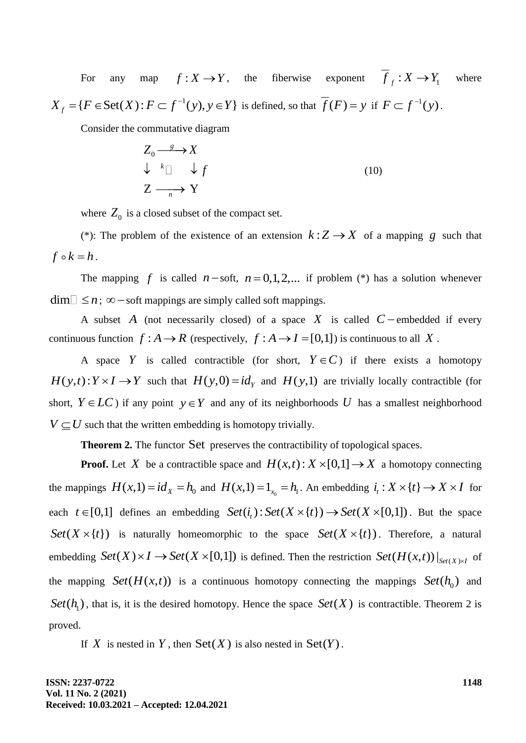For any map $f: X \to Y$, the fiberwise exponent $\overline{f}_f : X \to Y_1$ where $X_f = \{F \in \mathrm{Set}(X) : F \subset f^{-1}(y), y \in Y\}$ is defined, so that $\overline{f}(F) = y$ if $F \subset f^{-1}(y)$.

Consider the commutative diagram

$$
\begin{array}{ccc}
Z_0 & \xrightarrow{g} & X \\
\downarrow & {}^{k}\square & \downarrow f \\
\mathrm{Z} & \xrightarrow[n]{} & \mathrm{Y}
\end{array}
\qquad (10)
$$

where $Z_0$ is a closed subset of the compact set.

(*): The problem of the existence of an extension $k: Z \to X$ of a mapping $g$ such that $f \circ k = h$.

The mapping $f$ is called $n-$soft, $n = 0,1,2,...$ if problem (*) has a solution whenever $\dim \square \leq n$; $\infty-$soft mappings are simply called soft mappings.

A subset $A$ (not necessarily closed) of a space $X$ is called $C-$embedded if every continuous function $f: A \to R$ (respectively, $f: A \to I = [0,1]$) is continuous to all $X$.

A space $Y$ is called contractible (for short, $Y \in C$) if there exists a homotopy $H(y,t): Y \times I \to Y$ such that $H(y,0) = id_Y$ and $H(y,1)$ are trivially locally contractible (for short, $Y \in LC$) if any point $y \in Y$ and any of its neighborhoods $U$ has a smallest neighborhood $V \subseteq U$ such that the written embedding is homotopy trivially.

**Theorem 2.** The functor $\mathrm{Set}$ preserves the contractibility of topological spaces.

**Proof.** Let $X$ be a contractible space and $H(x,t): X \times [0,1] \to X$ a homotopy connecting the mappings $H(x,1) = id_X = h_0$ and $H(x,1) = 1_{x_0} = h_1$. An embedding $i_t : X \times \{t\} \to X \times I$ for each $t \in [0,1]$ defines an embedding $Set(i_t): Set(X \times \{t\}) \to Set(X \times [0,1])$. But the space $Set(X \times \{t\})$ is naturally homeomorphic to the space $Set(X \times \{t\})$. Therefore, a natural embedding $Set(X) \times I \to Set(X \times [0,1])$ is defined. Then the restriction $Set(H(x,t))|_{Set(X) \times I}$ of the mapping $Set(H(x,t))$ is a continuous homotopy connecting the mappings $Set(h_0)$ and $Set(h_1)$, that is, it is the desired homotopy. Hence the space $Set(X)$ is contractible. Theorem 2 is proved.

If $X$ is nested in $Y$, then $\mathrm{Set}(X)$ is also nested in $\mathrm{Set}(Y)$.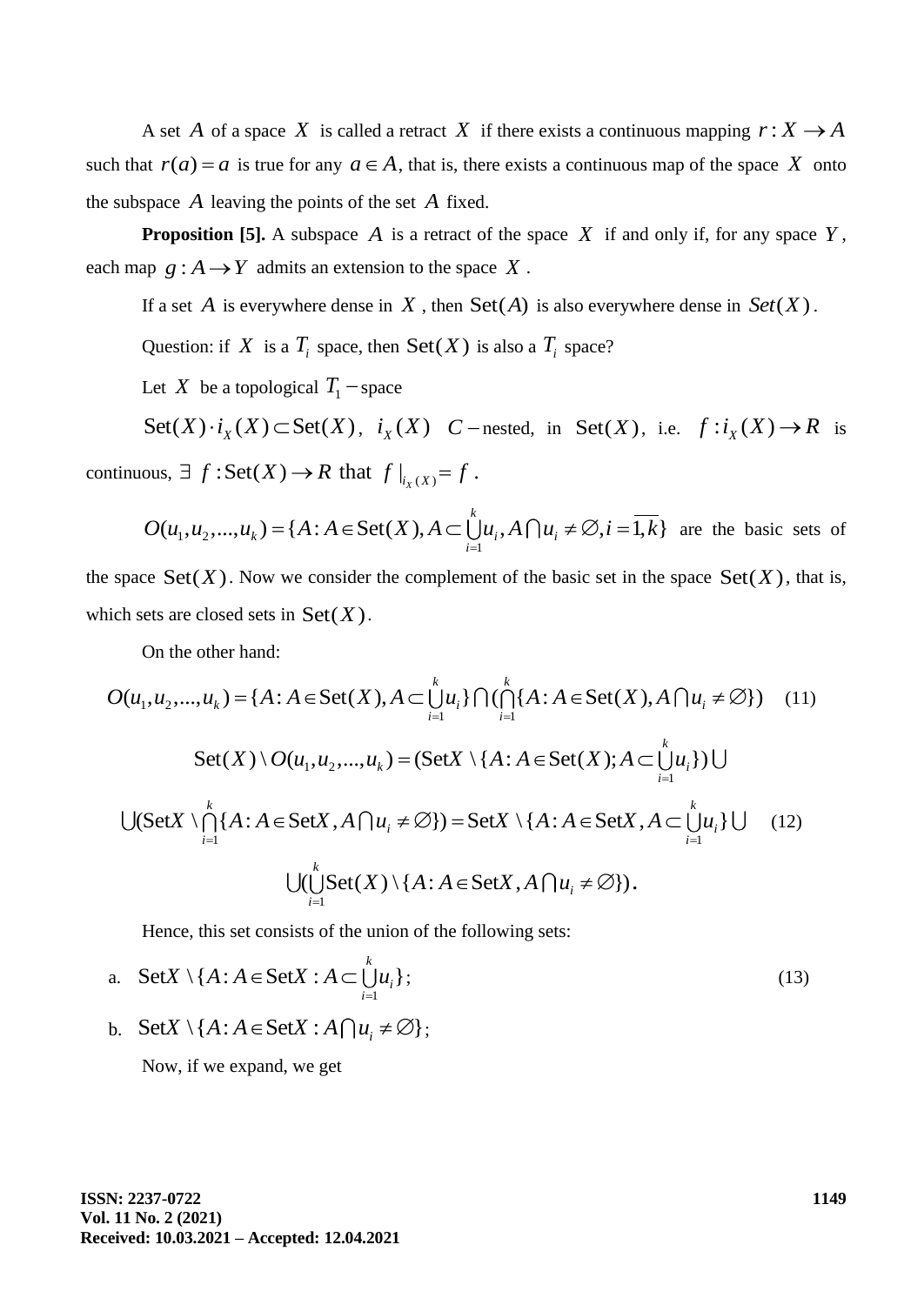A set $A$ of a space $X$ is called a retract $X$ if there exists a continuous mapping $r: X \to A$ such that $r(a) = a$ is true for any $a \in A$, that is, there exists a continuous map of the space $X$ onto the subspace $A$ leaving the points of the set $A$ fixed.

**Proposition [5].** A subspace $A$ is a retract of the space $X$ if and only if, for any space $Y$, each map $g: A \to Y$ admits an extension to the space $X$.

If a set $A$ is everywhere dense in $X$, then $\mathrm{Set}(A)$ is also everywhere dense in $Set(X)$.

Question: if $X$ is a $T_i$ space, then $\mathrm{Set}(X)$ is also a $T_i$ space?

Let $X$ be a topological $T_1-$space

$\mathrm{Set}(X) \cdot i_X(X) \subset \mathrm{Set}(X)$, $i_X(X)$ $C-$nested, in $\mathrm{Set}(X)$, i.e. $f: i_X(X) \to R$ is continuous, $\exists$ $f: \mathrm{Set}(X) \to R$ that $f|_{i_X(X)} = f$.

$O(u_1, u_2, ..., u_k) = \{A: A \in \mathrm{Set}(X), A \subset \bigcup\limits_{i=1}^{k} u_i, A \bigcap u_i \neq \varnothing, i = \overline{1,k}\}$ are the basic sets of the space $\mathrm{Set}(X)$. Now we consider the complement of the basic set in the space $\mathrm{Set}(X)$, that is, which sets are closed sets in $\mathrm{Set}(X)$.

On the other hand:

$$O(u_1, u_2, ..., u_k) = \{A: A \in \mathrm{Set}(X), A \subset \bigcup_{i=1}^{k} u_i\} \bigcap (\bigcap_{i=1}^{k} \{A: A \in \mathrm{Set}(X), A \bigcap u_i \neq \varnothing\}) \quad (11)$$

$$\mathrm{Set}(X) \setminus O(u_1, u_2, ..., u_k) = (\mathrm{Set}X \setminus \{A: A \in \mathrm{Set}(X); A \subset \bigcup_{i=1}^{k} u_i\}) \bigcup$$

$$\bigcup (\mathrm{Set}X \setminus \bigcap_{i=1}^{k} \{A: A \in \mathrm{Set}X, A \bigcap u_i \neq \varnothing\}) = \mathrm{Set}X \setminus \{A: A \in \mathrm{Set}X, A \subset \bigcup_{i=1}^{k} u_i\} \bigcup \quad (12)$$

$$\bigcup (\bigcup_{i=1}^{k} \mathrm{Set}(X) \setminus \{A: A \in \mathrm{Set}X, A \bigcap u_i \neq \varnothing\}).$$

Hence, this set consists of the union of the following sets:

a. $\mathrm{Set}X \setminus \{A: A \in \mathrm{Set}X : A \subset \bigcup\limits_{i=1}^{k} u_i\}$; (13)

b. $\mathrm{Set}X \setminus \{A: A \in \mathrm{Set}X : A \bigcap u_i \neq \varnothing\}$;

Now, if we expand, we get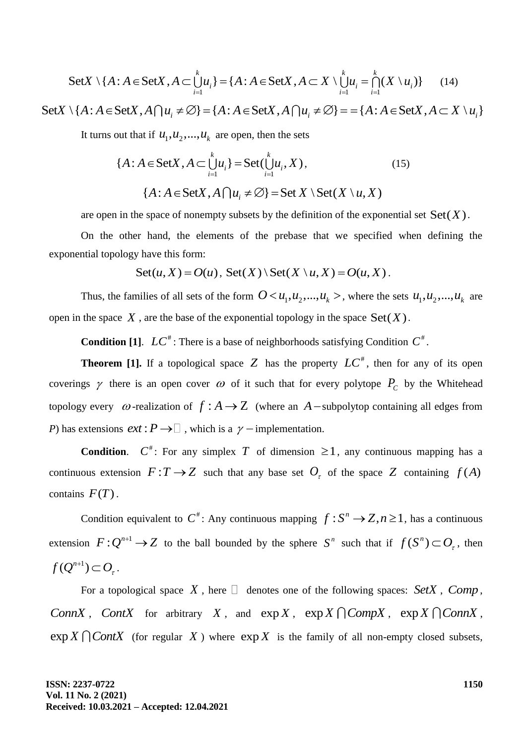$$\text{Set}X \setminus \{A : A \in \text{Set}X, A \subset \bigcup_{i=1}^{k} u_i\} = \{A : A \in \text{Set}X, A \subset X \setminus \bigcup_{i=1}^{k} u_i = \bigcap_{i=1}^{k} (X \setminus u_i)\} \qquad (14)$$

$$\text{Set}X \setminus \{A : A \in \text{Set}X, A \bigcap u_i \neq \varnothing\} = \{A : A \in \text{Set}X, A \bigcap u_i \neq \varnothing\} = = \{A : A \in \text{Set}X, A \subset X \setminus u_i\}$$

It turns out that if $u_1, u_2, ..., u_k$ are open, then the sets

$$\{A : A \in \text{Set}X, A \subset \bigcup_{i=1}^{k} u_i\} = \text{Set}(\bigcup_{i=1}^{k} u_i, X), \qquad (15)$$

$$\{A : A \in \text{Set}X, A \bigcap u_i \neq \varnothing\} = \text{Set}\, X \setminus \text{Set}(X \setminus u, X)$$

are open in the space of nonempty subsets by the definition of the exponential set $\text{Set}(X)$.

On the other hand, the elements of the prebase that we specified when defining the exponential topology have this form:

$$\text{Set}(u, X) = O(u),\ \text{Set}(X) \setminus \text{Set}(X \setminus u, X) = O(u, X).$$

Thus, the families of all sets of the form $O < u_1, u_2, ..., u_k >$, where the sets $u_1, u_2, ..., u_k$ are open in the space $X$, are the base of the exponential topology in the space $\text{Set}(X)$.

**Condition [1].** $LC^{\#}$: There is a base of neighborhoods satisfying Condition $C^{\#}$.

**Theorem [1].** If a topological space $Z$ has the property $LC^{\#}$, then for any of its open coverings $\gamma$ there is an open cover $\omega$ of it such that for every polytope $P_C$ by the Whitehead topology every $\omega$-realization of $f : A \to Z$ (where an $A-$subpolytop containing all edges from *P*) has extensions $ext : P \to$ , which is a $\gamma-$implementation.

**Condition**. $C^{\#}$: For any simplex $T$ of dimension $\geq 1$, any continuous mapping has a continuous extension $F : T \to Z$ such that any base set $O_\tau$ of the space $Z$ containing $f(A)$ contains $F(T)$.

Condition equivalent to $C^{\#}$: Any continuous mapping $f : S^n \to Z, n \geq 1$, has a continuous extension $F : Q^{n+1} \to Z$ to the ball bounded by the sphere $S^n$ such that if $f(S^n) \subset O_\tau$, then $f(Q^{n+1}) \subset O_\tau$.

For a topological space $X$, here denotes one of the following spaces: $SetX$, $Comp$, $ConnX$, $ContX$ for arbitrary $X$, and $\exp X$, $\exp X \bigcap CompX$, $\exp X \bigcap ConnX$, $\exp X \bigcap ContX$ (for regular $X$) where $\exp X$ is the family of all non-empty closed subsets,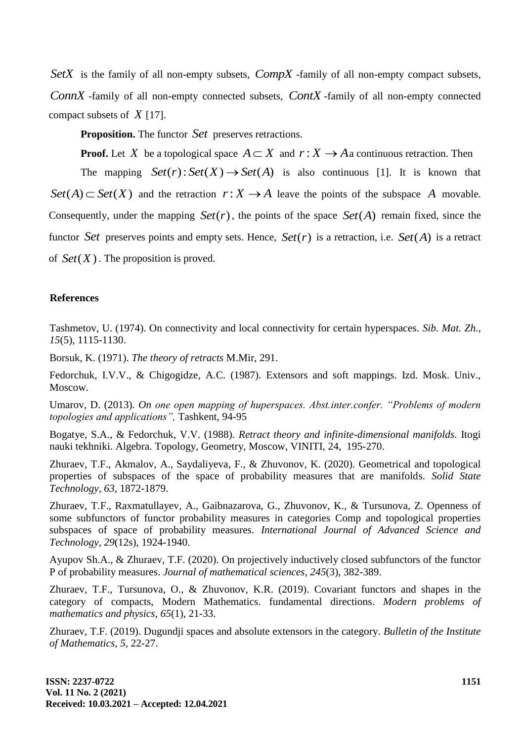$SetX$ is the family of all non-empty subsets, $CompX$ -family of all non-empty compact subsets, $ConnX$ -family of all non-empty connected subsets, $ContX$ -family of all non-empty connected compact subsets of $X$ [17].

**Proposition.** The functor $Set$ preserves retractions.

**Proof.** Let $X$ be a topological space $A \subset X$ and $r: X \to A$ a continuous retraction. Then

The mapping $Set(r): Set(X) \to Set(A)$ is also continuous [1]. It is known that $Set(A) \subset Set(X)$ and the retraction $r: X \to A$ leave the points of the subspace $A$ movable. Consequently, under the mapping $Set(r)$, the points of the space $Set(A)$ remain fixed, since the functor $Set$ preserves points and empty sets. Hence, $Set(r)$ is a retraction, i.e. $Set(A)$ is a retract of $Set(X)$. The proposition is proved.

## References

Tashmetov, U. (1974). On connectivity and local connectivity for certain hyperspaces. *Sib. Mat. Zh., 15*(5), 1115-1130.

Borsuk, K. (1971). *The theory of retracts* M.Mir, 291.

Fedorchuk, I.V.V., & Chigogidze, A.C. (1987). Extensors and soft mappings. Izd. Mosk. Univ., Moscow.

Umarov, D. (2013). *On one open mapping of huperspaces. Abst.inter.confer. "Problems of modern topologies and applications",* Tashkent, 94-95

Bogatye, S.A., & Fedorchuk, V.V. (1988). *Retract theory and infinite-dimensional manifolds.* Itogi nauki tekhniki. Algebra. Topology, Geometry, Moscow, VINITI, 24, 195-270.

Zhuraev, T.F., Akmalov, A., Saydaliyeva, F., & Zhuvonov, K. (2020). Geometrical and topological properties of subspaces of the space of probability measures that are manifolds. *Solid State Technology, 63,* 1872-1879.

Zhuraev, T.F., Raxmatullayev, A., Gaibnazarova, G., Zhuvonov, K., & Tursunova, Z. Openness of some subfunctors of functor probability measures in categories Comp and topological properties subspaces of space of probability measures. *International Journal of Advanced Science and Technology, 29*(12s), 1924-1940.

Ayupov Sh.A., & Zhuraev, T.F. (2020). On projectively inductively closed subfunctors of the functor P of probability measures. *Journal of mathematical sciences, 245*(3), 382-389.

Zhuraev, T.F., Tursunova, O., & Zhuvonov, K.R. (2019). Covariant functors and shapes in the category of compacts, Modern Mathematics. fundamental directions. *Modern problems of mathematics and physics, 65*(1), 21-33.

Zhuraev, T.F. (2019). Dugundji spaces and absolute extensors in the category. *Bulletin of the Institute of Mathematics, 5,* 22-27.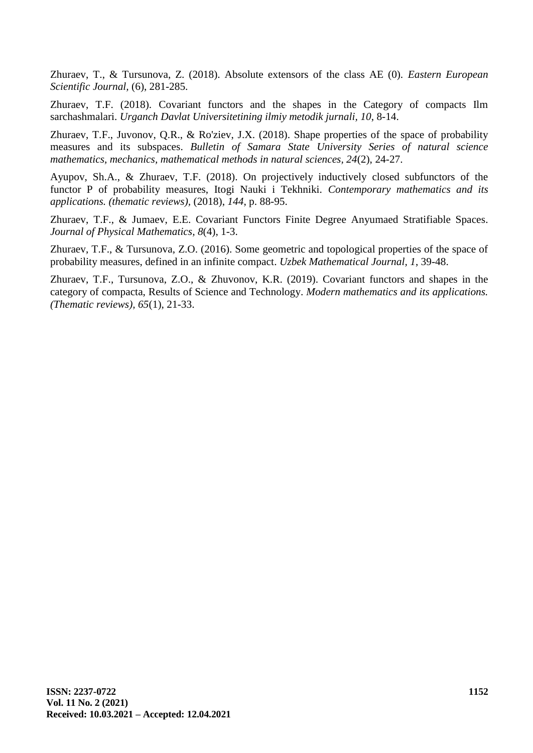Zhuraev, T., & Tursunova, Z. (2018). Absolute extensors of the class AE (0). *Eastern European Scientific Journal*, (6), 281-285.

Zhuraev, T.F. (2018). Covariant functors and the shapes in the Category of compacts Ilm sarchashmalari. *Urganch Davlat Universitetining ilmiy metodik jurnali, 10*, 8-14.

Zhuraev, T.F., Juvonov, Q.R., & Ro'ziev, J.X. (2018). Shape properties of the space of probability measures and its subspaces. *Bulletin of Samara State University Series of natural science mathematics, mechanics, mathematical methods in natural sciences, 24*(2), 24-27.

Ayupov, Sh.A., & Zhuraev, T.F. (2018). On projectively inductively closed subfunctors of the functor P of probability measures, Itogi Nauki i Tekhniki. *Contemporary mathematics and its applications. (thematic reviews),* (2018), *144*, p. 88-95.

Zhuraev, T.F., & Jumaev, E.E. Covariant Functors Finite Degree Anyumaed Stratifiable Spaces. *Journal of Physical Mathematics, 8*(4), 1-3.

Zhuraev, T.F., & Tursunova, Z.O. (2016). Some geometric and topological properties of the space of probability measures, defined in an infinite compact. *Uzbek Mathematical Journal, 1*, 39-48.

Zhuraev, T.F., Tursunova, Z.O., & Zhuvonov, K.R. (2019). Covariant functors and shapes in the category of compacta, Results of Science and Technology. *Modern mathematics and its applications. (Thematic reviews), 65*(1), 21-33.